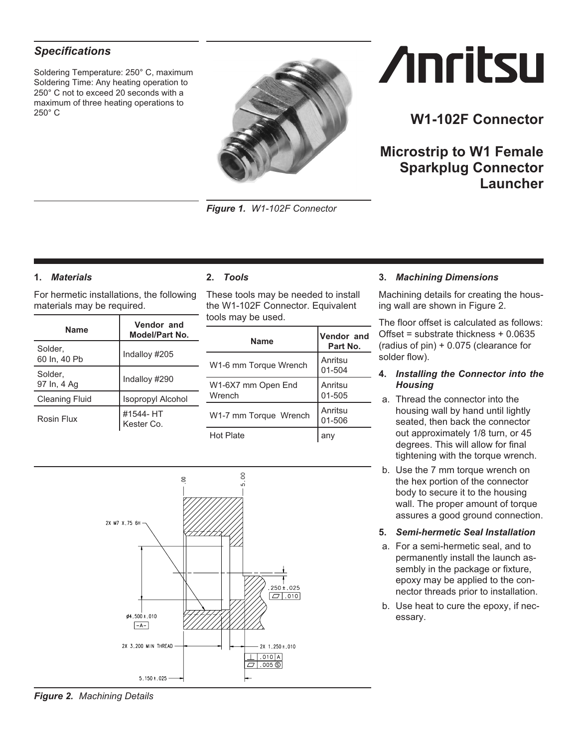# W1-102F Connector

## Microstrip to W1 Female Sparkplug Connector Launcher

### *Specifications*

Soldering Temperature: 250° C, maximum
Soldering Time: Any heating operation to 250° C not to exceed 20 seconds with a maximum of three heating operations to 250° C

***Figure 1.*** *W1-102F Connector*

### 1. *Materials*

For hermetic installations, the following materials may be required.

| Name | Vendor and Model/Part No. |
|---|---|
| Solder, 60 In, 40 Pb | Indalloy #205 |
| Solder, 97 In, 4 Ag | Indalloy #290 |
| Cleaning Fluid | Isopropyl Alcohol |
| Rosin Flux | #1544- HT Kester Co. |

### 2. *Tools*

These tools may be needed to install the W1-102F Connector. Equivalent tools may be used.

| Name | Vendor and Part No. |
|---|---|
| W1-6 mm Torque Wrench | Anritsu 01-504 |
| W1-6X7 mm Open End Wrench | Anritsu 01-505 |
| W1-7 mm Torque Wrench | Anritsu 01-506 |
| Hot Plate | any |

***Figure 2.*** *Machining Details*

### 3. *Machining Dimensions*

Machining details for creating the housing wall are shown in Figure 2.

The floor offset is calculated as follows: Offset = substrate thickness + 0.0635 (radius of pin) + 0.075 (clearance for solder flow).

### 4. *Installing the Connector into the Housing*

a. Thread the connector into the housing wall by hand until lightly seated, then back the connector out approximately 1/8 turn, or 45 degrees. This will allow for final tightening with the torque wrench.

b. Use the 7 mm torque wrench on the hex portion of the connector body to secure it to the housing wall. The proper amount of torque assures a good ground connection.

### 5. *Semi-hermetic Seal Installation*

a. For a semi-hermetic seal, and to permanently install the launch assembly in the package or fixture, epoxy may be applied to the connector threads prior to installation.

b. Use heat to cure the epoxy, if necessary.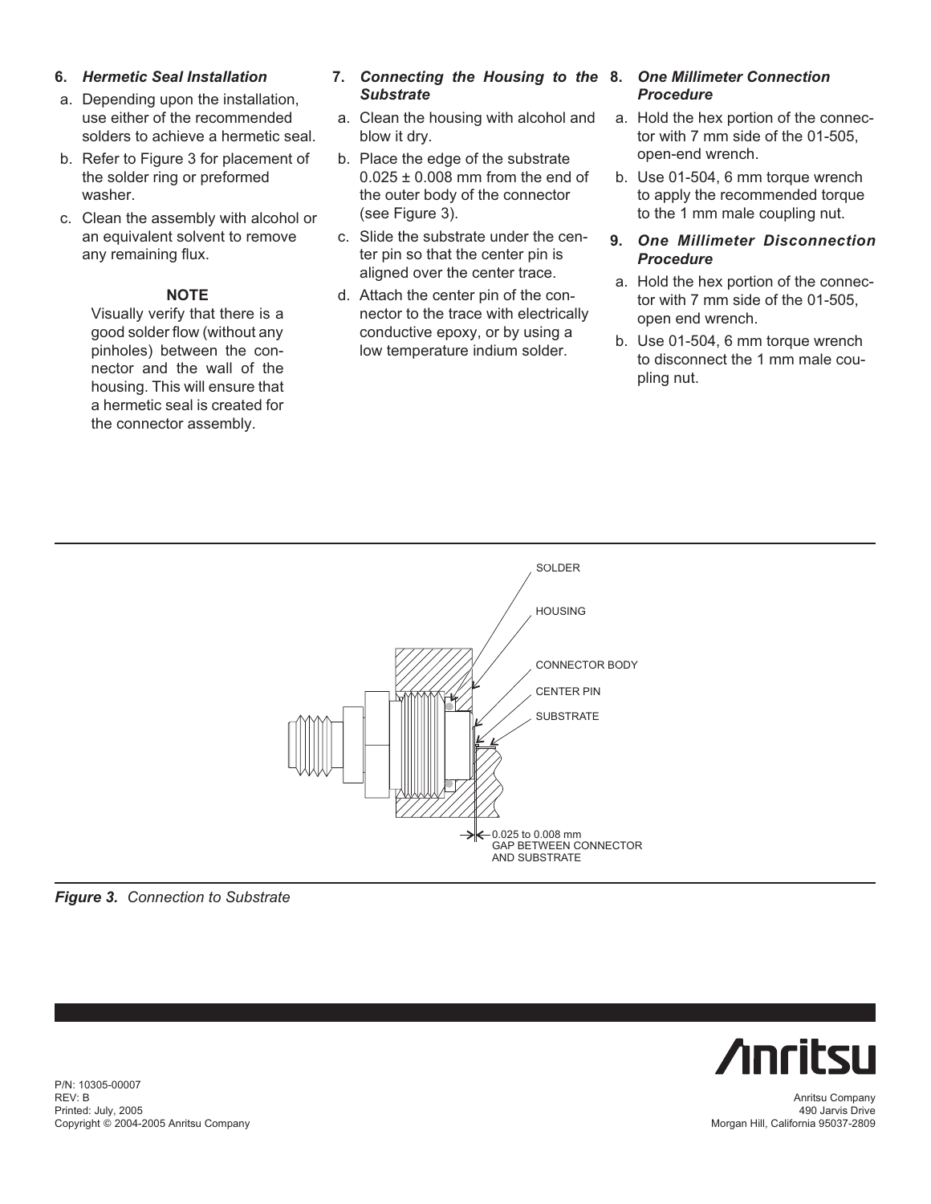**6.** ***Hermetic Seal Installation***

a. Depending upon the installation, use either of the recommended solders to achieve a hermetic seal.

b. Refer to Figure 3 for placement of the solder ring or preformed washer.

c. Clean the assembly with alcohol or an equivalent solvent to remove any remaining flux.

**NOTE**

Visually verify that there is a good solder flow (without any pinholes) between the connector and the wall of the housing. This will ensure that a hermetic seal is created for the connector assembly.

**7.** ***Connecting the Housing to the Substrate***

a. Clean the housing with alcohol and blow it dry.

b. Place the edge of the substrate 0.025 ± 0.008 mm from the end of the outer body of the connector (see Figure 3).

c. Slide the substrate under the center pin so that the center pin is aligned over the center trace.

d. Attach the center pin of the connector to the trace with electrically conductive epoxy, or by using a low temperature indium solder.

**8.** ***One Millimeter Connection Procedure***

a. Hold the hex portion of the connector with 7 mm side of the 01-505, open-end wrench.

b. Use 01-504, 6 mm torque wrench to apply the recommended torque to the 1 mm male coupling nut.

**9.** ***One Millimeter Disconnection Procedure***

a. Hold the hex portion of the connector with 7 mm side of the 01-505, open end wrench.

b. Use 01-504, 6 mm torque wrench to disconnect the 1 mm male coupling nut.

SOLDER

HOUSING

CONNECTOR BODY

CENTER PIN

SUBSTRATE

0.025 to 0.008 mm
GAP BETWEEN CONNECTOR
AND SUBSTRATE

***Figure 3.*** *Connection to Substrate*

P/N: 10305-00007
REV: B
Printed: July, 2005
Copyright © 2004-2005 Anritsu Company

Anritsu

Anritsu Company
490 Jarvis Drive
Morgan Hill, California 95037-2809